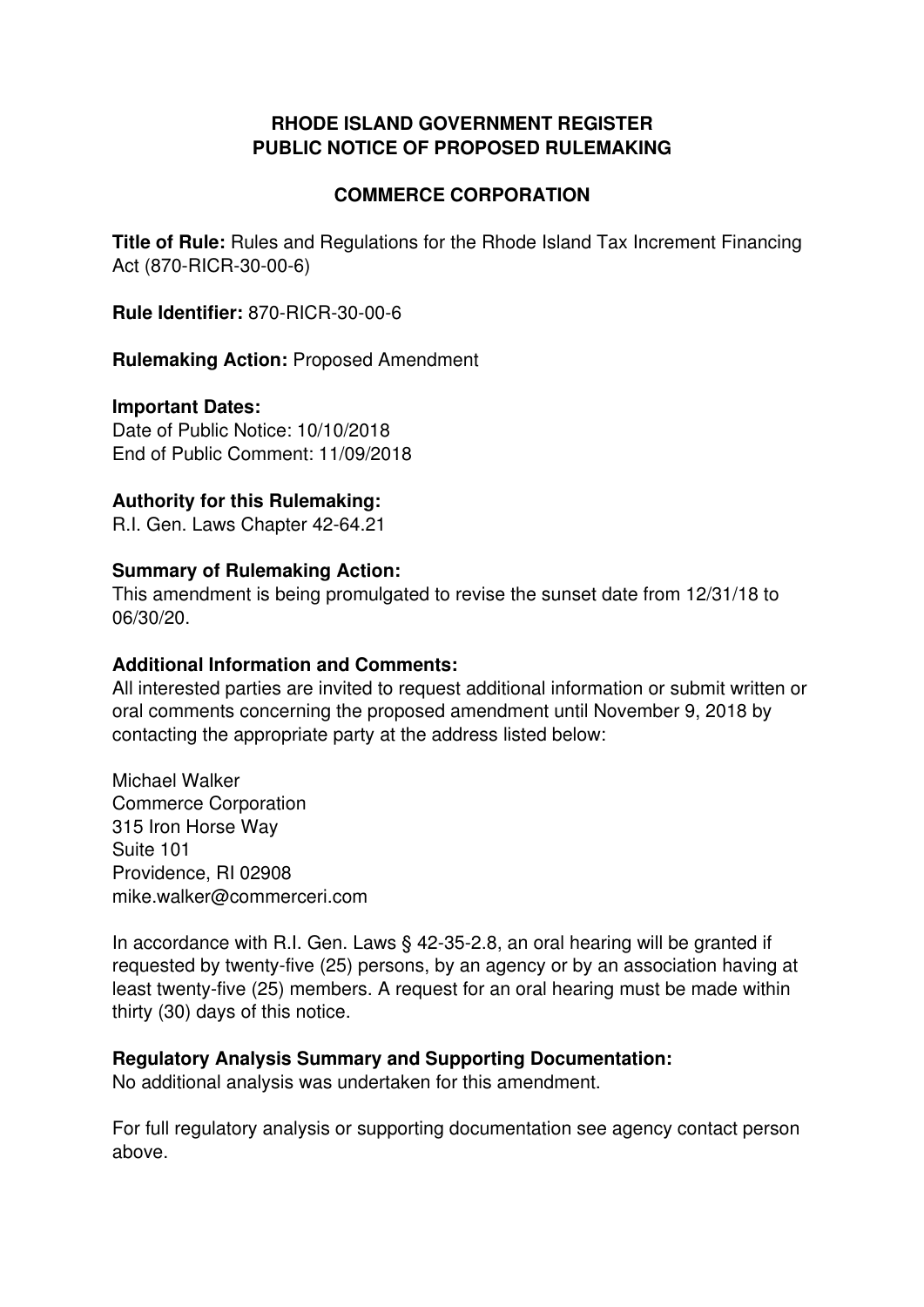# RHODE ISLAND GOVERNMENT REGISTER
# PUBLIC NOTICE OF PROPOSED RULEMAKING

## COMMERCE CORPORATION

**Title of Rule:** Rules and Regulations for the Rhode Island Tax Increment Financing Act (870-RICR-30-00-6)

**Rule Identifier:** 870-RICR-30-00-6

**Rulemaking Action:** Proposed Amendment

**Important Dates:**
Date of Public Notice: 10/10/2018
End of Public Comment: 11/09/2018

**Authority for this Rulemaking:**
R.I. Gen. Laws Chapter 42-64.21

**Summary of Rulemaking Action:**
This amendment is being promulgated to revise the sunset date from 12/31/18 to 06/30/20.

**Additional Information and Comments:**
All interested parties are invited to request additional information or submit written or oral comments concerning the proposed amendment until November 9, 2018 by contacting the appropriate party at the address listed below:

Michael Walker
Commerce Corporation
315 Iron Horse Way
Suite 101
Providence, RI 02908
mike.walker@commerceri.com

In accordance with R.I. Gen. Laws § 42-35-2.8, an oral hearing will be granted if requested by twenty-five (25) persons, by an agency or by an association having at least twenty-five (25) members. A request for an oral hearing must be made within thirty (30) days of this notice.

**Regulatory Analysis Summary and Supporting Documentation:**
No additional analysis was undertaken for this amendment.

For full regulatory analysis or supporting documentation see agency contact person above.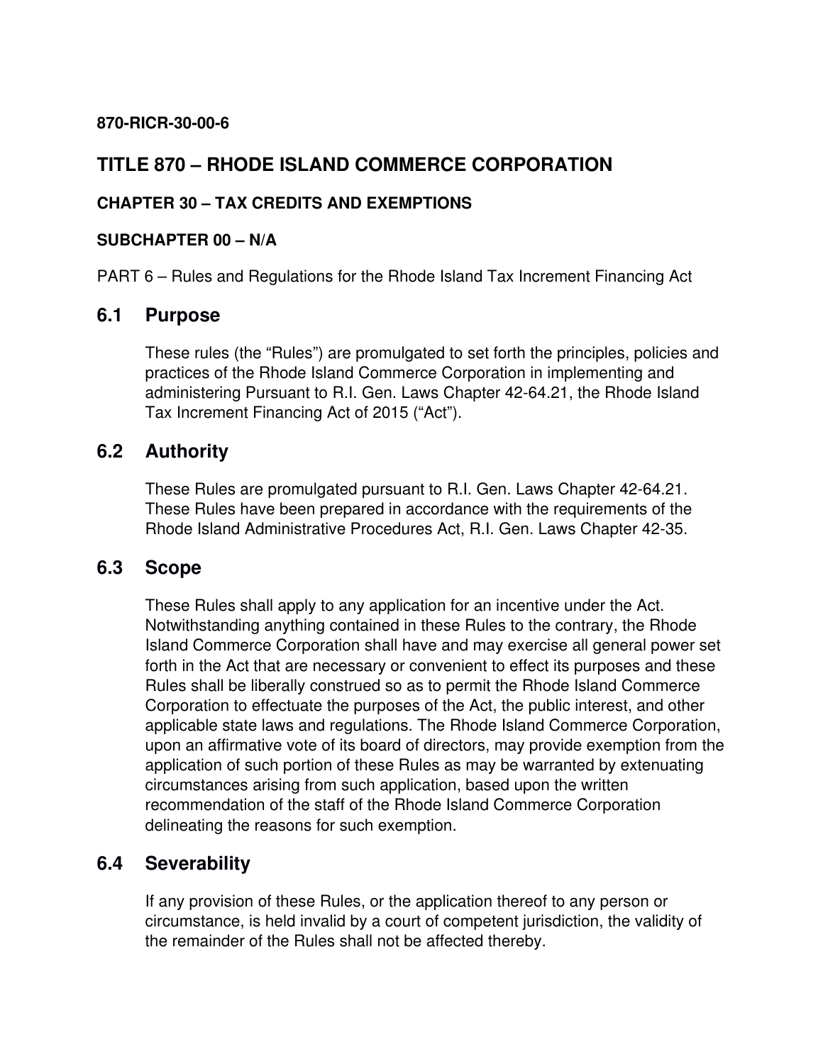**870-RICR-30-00-6**

# TITLE 870 – RHODE ISLAND COMMERCE CORPORATION

### CHAPTER 30 – TAX CREDITS AND EXEMPTIONS

### SUBCHAPTER 00 – N/A

PART 6 – Rules and Regulations for the Rhode Island Tax Increment Financing Act

## 6.1 Purpose

These rules (the "Rules") are promulgated to set forth the principles, policies and practices of the Rhode Island Commerce Corporation in implementing and administering Pursuant to R.I. Gen. Laws Chapter 42-64.21, the Rhode Island Tax Increment Financing Act of 2015 ("Act").

## 6.2 Authority

These Rules are promulgated pursuant to R.I. Gen. Laws Chapter 42-64.21. These Rules have been prepared in accordance with the requirements of the Rhode Island Administrative Procedures Act, R.I. Gen. Laws Chapter 42-35.

## 6.3 Scope

These Rules shall apply to any application for an incentive under the Act. Notwithstanding anything contained in these Rules to the contrary, the Rhode Island Commerce Corporation shall have and may exercise all general power set forth in the Act that are necessary or convenient to effect its purposes and these Rules shall be liberally construed so as to permit the Rhode Island Commerce Corporation to effectuate the purposes of the Act, the public interest, and other applicable state laws and regulations. The Rhode Island Commerce Corporation, upon an affirmative vote of its board of directors, may provide exemption from the application of such portion of these Rules as may be warranted by extenuating circumstances arising from such application, based upon the written recommendation of the staff of the Rhode Island Commerce Corporation delineating the reasons for such exemption.

## 6.4 Severability

If any provision of these Rules, or the application thereof to any person or circumstance, is held invalid by a court of competent jurisdiction, the validity of the remainder of the Rules shall not be affected thereby.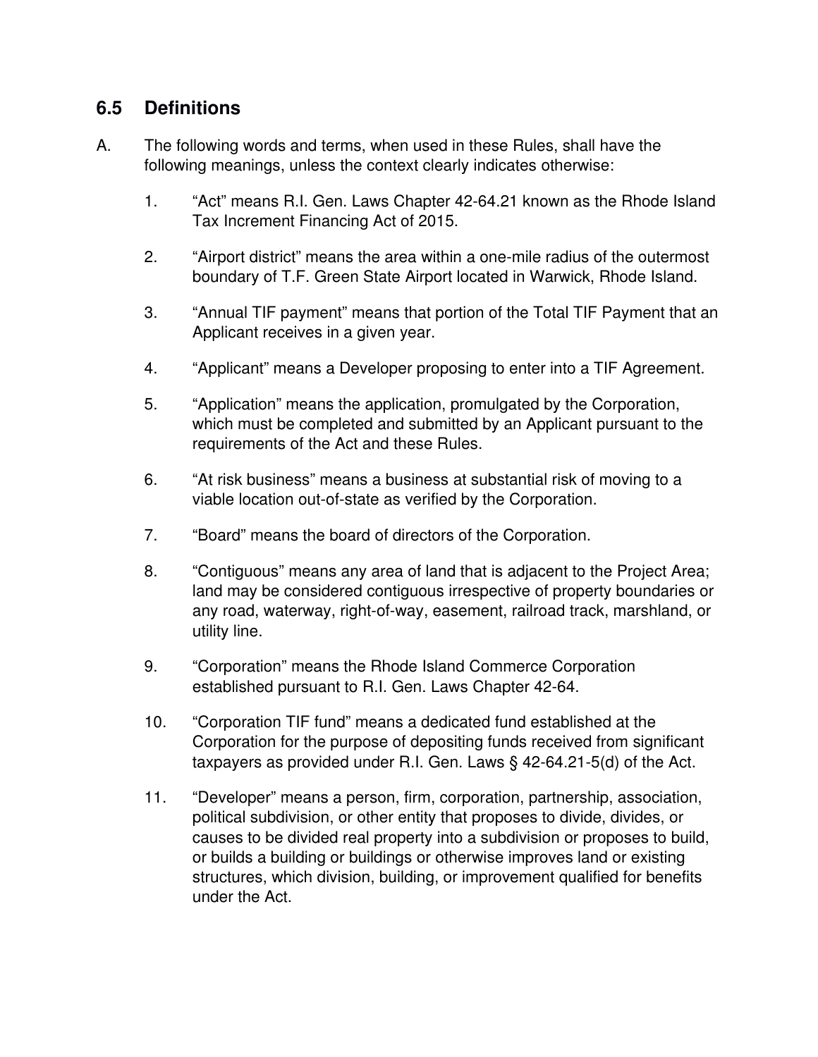## 6.5 Definitions

A. The following words and terms, when used in these Rules, shall have the following meanings, unless the context clearly indicates otherwise:

1. "Act" means R.I. Gen. Laws Chapter 42-64.21 known as the Rhode Island Tax Increment Financing Act of 2015.

2. "Airport district" means the area within a one-mile radius of the outermost boundary of T.F. Green State Airport located in Warwick, Rhode Island.

3. "Annual TIF payment" means that portion of the Total TIF Payment that an Applicant receives in a given year.

4. "Applicant" means a Developer proposing to enter into a TIF Agreement.

5. "Application" means the application, promulgated by the Corporation, which must be completed and submitted by an Applicant pursuant to the requirements of the Act and these Rules.

6. "At risk business" means a business at substantial risk of moving to a viable location out-of-state as verified by the Corporation.

7. "Board" means the board of directors of the Corporation.

8. "Contiguous" means any area of land that is adjacent to the Project Area; land may be considered contiguous irrespective of property boundaries or any road, waterway, right-of-way, easement, railroad track, marshland, or utility line.

9. "Corporation" means the Rhode Island Commerce Corporation established pursuant to R.I. Gen. Laws Chapter 42-64.

10. "Corporation TIF fund" means a dedicated fund established at the Corporation for the purpose of depositing funds received from significant taxpayers as provided under R.I. Gen. Laws § 42-64.21-5(d) of the Act.

11. "Developer" means a person, firm, corporation, partnership, association, political subdivision, or other entity that proposes to divide, divides, or causes to be divided real property into a subdivision or proposes to build, or builds a building or buildings or otherwise improves land or existing structures, which division, building, or improvement qualified for benefits under the Act.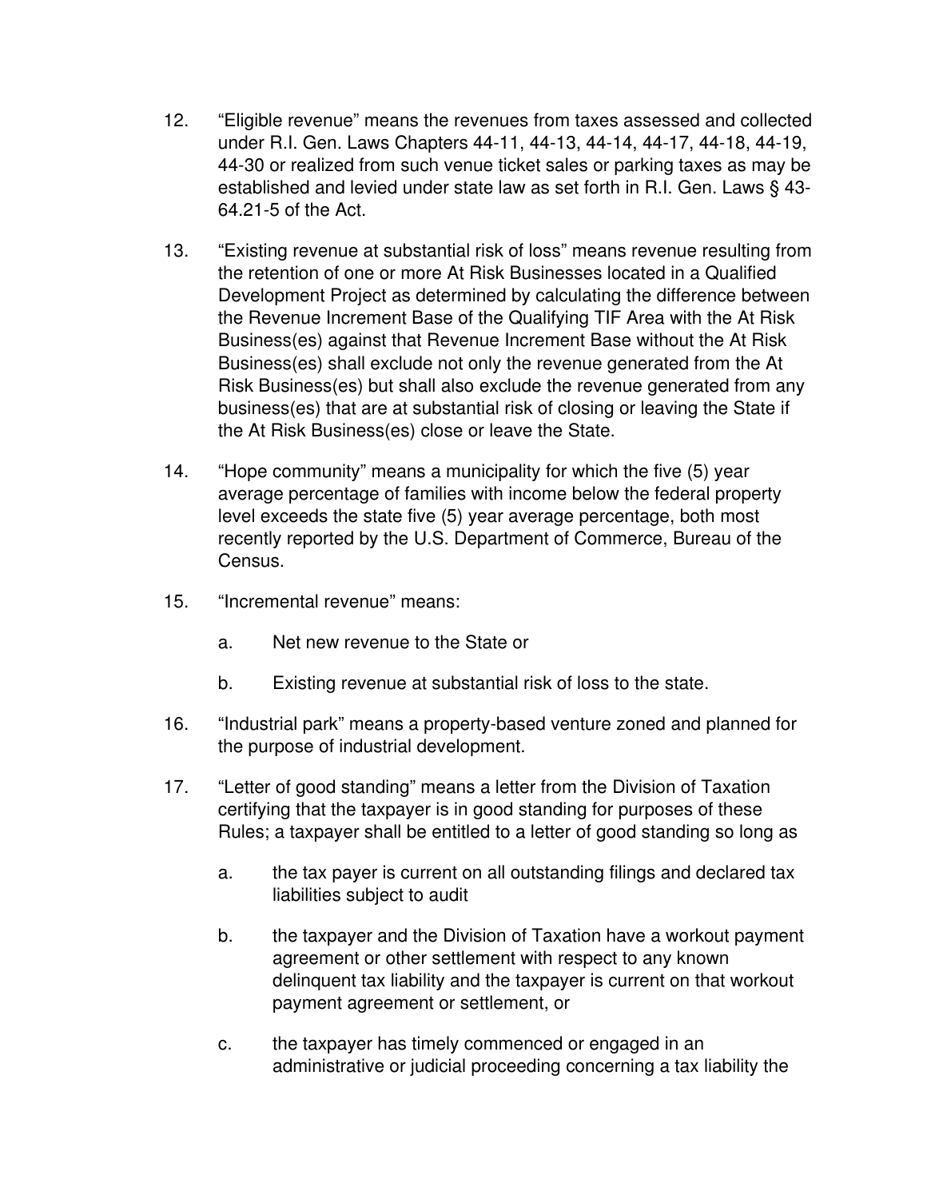12. “Eligible revenue” means the revenues from taxes assessed and collected under R.I. Gen. Laws Chapters 44-11, 44-13, 44-14, 44-17, 44-18, 44-19, 44-30 or realized from such venue ticket sales or parking taxes as may be established and levied under state law as set forth in R.I. Gen. Laws § 43-64.21-5 of the Act.

13. “Existing revenue at substantial risk of loss” means revenue resulting from the retention of one or more At Risk Businesses located in a Qualified Development Project as determined by calculating the difference between the Revenue Increment Base of the Qualifying TIF Area with the At Risk Business(es) against that Revenue Increment Base without the At Risk Business(es) shall exclude not only the revenue generated from the At Risk Business(es) but shall also exclude the revenue generated from any business(es) that are at substantial risk of closing or leaving the State if the At Risk Business(es) close or leave the State.

14. “Hope community” means a municipality for which the five (5) year average percentage of families with income below the federal property level exceeds the state five (5) year average percentage, both most recently reported by the U.S. Department of Commerce, Bureau of the Census.

15. “Incremental revenue” means:

    a. Net new revenue to the State or

    b. Existing revenue at substantial risk of loss to the state.

16. “Industrial park” means a property-based venture zoned and planned for the purpose of industrial development.

17. “Letter of good standing” means a letter from the Division of Taxation certifying that the taxpayer is in good standing for purposes of these Rules; a taxpayer shall be entitled to a letter of good standing so long as

    a. the tax payer is current on all outstanding filings and declared tax liabilities subject to audit

    b. the taxpayer and the Division of Taxation have a workout payment agreement or other settlement with respect to any known delinquent tax liability and the taxpayer is current on that workout payment agreement or settlement, or

    c. the taxpayer has timely commenced or engaged in an administrative or judicial proceeding concerning a tax liability the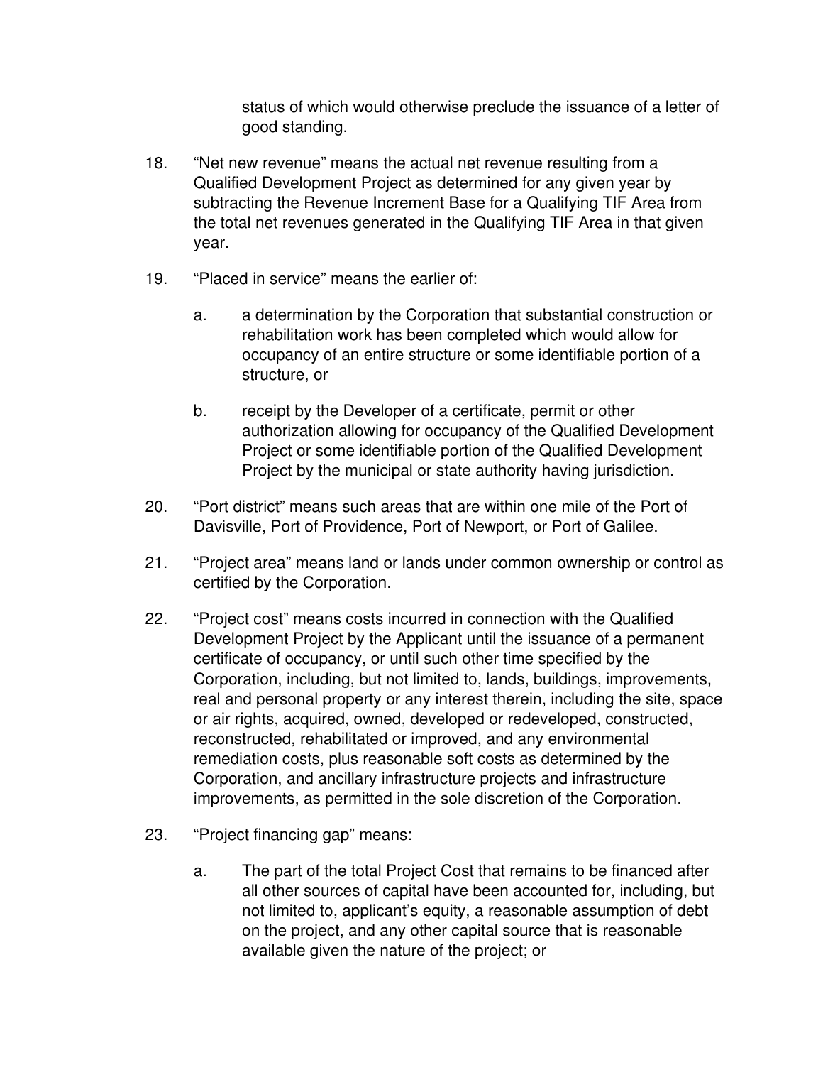status of which would otherwise preclude the issuance of a letter of good standing.

18. "Net new revenue" means the actual net revenue resulting from a Qualified Development Project as determined for any given year by subtracting the Revenue Increment Base for a Qualifying TIF Area from the total net revenues generated in the Qualifying TIF Area in that given year.

19. "Placed in service" means the earlier of:

    a. a determination by the Corporation that substantial construction or rehabilitation work has been completed which would allow for occupancy of an entire structure or some identifiable portion of a structure, or

    b. receipt by the Developer of a certificate, permit or other authorization allowing for occupancy of the Qualified Development Project or some identifiable portion of the Qualified Development Project by the municipal or state authority having jurisdiction.

20. "Port district" means such areas that are within one mile of the Port of Davisville, Port of Providence, Port of Newport, or Port of Galilee.

21. "Project area" means land or lands under common ownership or control as certified by the Corporation.

22. "Project cost" means costs incurred in connection with the Qualified Development Project by the Applicant until the issuance of a permanent certificate of occupancy, or until such other time specified by the Corporation, including, but not limited to, lands, buildings, improvements, real and personal property or any interest therein, including the site, space or air rights, acquired, owned, developed or redeveloped, constructed, reconstructed, rehabilitated or improved, and any environmental remediation costs, plus reasonable soft costs as determined by the Corporation, and ancillary infrastructure projects and infrastructure improvements, as permitted in the sole discretion of the Corporation.

23. "Project financing gap" means:

    a. The part of the total Project Cost that remains to be financed after all other sources of capital have been accounted for, including, but not limited to, applicant's equity, a reasonable assumption of debt on the project, and any other capital source that is reasonable available given the nature of the project; or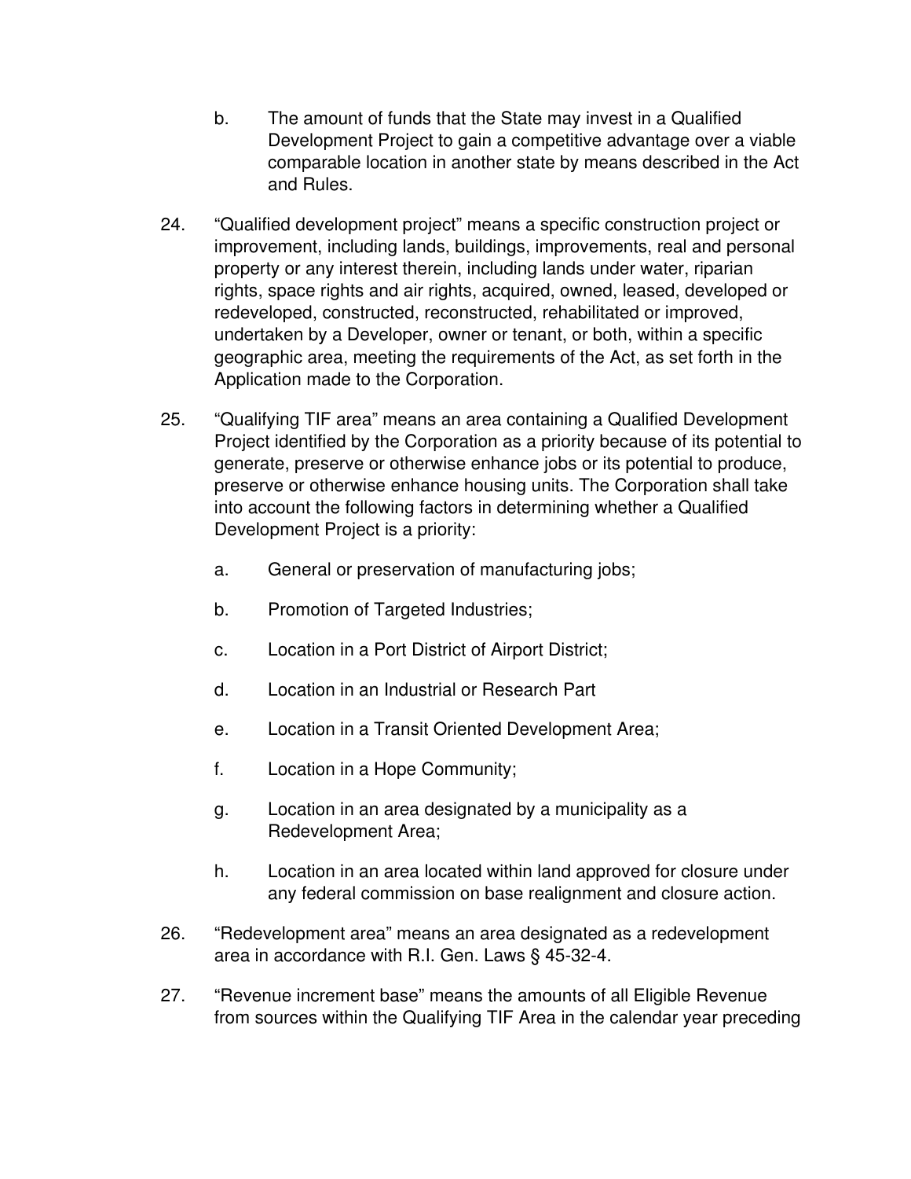b. The amount of funds that the State may invest in a Qualified Development Project to gain a competitive advantage over a viable comparable location in another state by means described in the Act and Rules.

24. “Qualified development project” means a specific construction project or improvement, including lands, buildings, improvements, real and personal property or any interest therein, including lands under water, riparian rights, space rights and air rights, acquired, owned, leased, developed or redeveloped, constructed, reconstructed, rehabilitated or improved, undertaken by a Developer, owner or tenant, or both, within a specific geographic area, meeting the requirements of the Act, as set forth in the Application made to the Corporation.

25. “Qualifying TIF area” means an area containing a Qualified Development Project identified by the Corporation as a priority because of its potential to generate, preserve or otherwise enhance jobs or its potential to produce, preserve or otherwise enhance housing units. The Corporation shall take into account the following factors in determining whether a Qualified Development Project is a priority:

    a. General or preservation of manufacturing jobs;

    b. Promotion of Targeted Industries;

    c. Location in a Port District of Airport District;

    d. Location in an Industrial or Research Part

    e. Location in a Transit Oriented Development Area;

    f. Location in a Hope Community;

    g. Location in an area designated by a municipality as a Redevelopment Area;

    h. Location in an area located within land approved for closure under any federal commission on base realignment and closure action.

26. “Redevelopment area” means an area designated as a redevelopment area in accordance with R.I. Gen. Laws § 45-32-4.

27. “Revenue increment base” means the amounts of all Eligible Revenue from sources within the Qualifying TIF Area in the calendar year preceding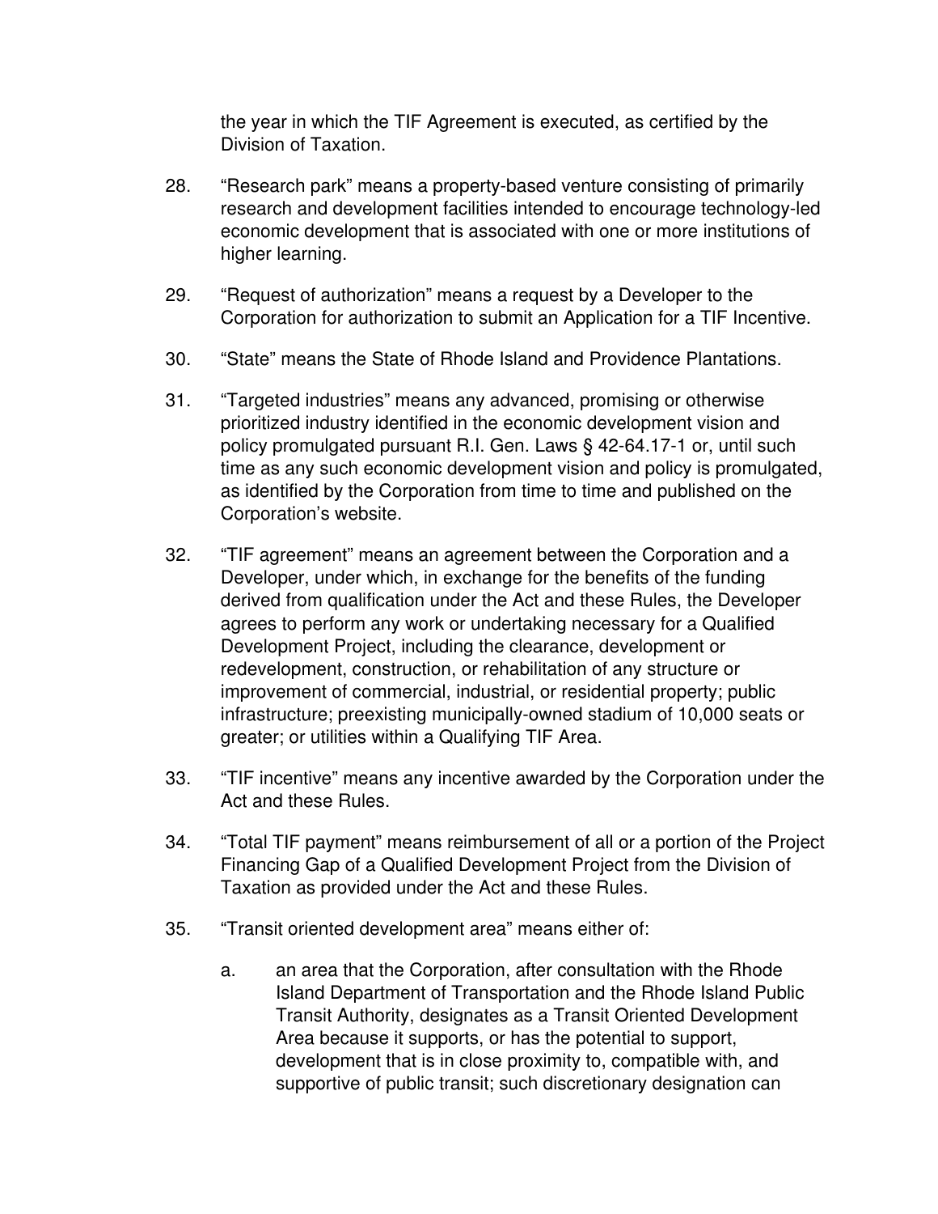the year in which the TIF Agreement is executed, as certified by the Division of Taxation.

28. “Research park” means a property-based venture consisting of primarily research and development facilities intended to encourage technology-led economic development that is associated with one or more institutions of higher learning.

29. “Request of authorization” means a request by a Developer to the Corporation for authorization to submit an Application for a TIF Incentive.

30. “State” means the State of Rhode Island and Providence Plantations.

31. “Targeted industries” means any advanced, promising or otherwise prioritized industry identified in the economic development vision and policy promulgated pursuant R.I. Gen. Laws § 42-64.17-1 or, until such time as any such economic development vision and policy is promulgated, as identified by the Corporation from time to time and published on the Corporation’s website.

32. “TIF agreement” means an agreement between the Corporation and a Developer, under which, in exchange for the benefits of the funding derived from qualification under the Act and these Rules, the Developer agrees to perform any work or undertaking necessary for a Qualified Development Project, including the clearance, development or redevelopment, construction, or rehabilitation of any structure or improvement of commercial, industrial, or residential property; public infrastructure; preexisting municipally-owned stadium of 10,000 seats or greater; or utilities within a Qualifying TIF Area.

33. “TIF incentive” means any incentive awarded by the Corporation under the Act and these Rules.

34. “Total TIF payment” means reimbursement of all or a portion of the Project Financing Gap of a Qualified Development Project from the Division of Taxation as provided under the Act and these Rules.

35. “Transit oriented development area” means either of:

    a. an area that the Corporation, after consultation with the Rhode Island Department of Transportation and the Rhode Island Public Transit Authority, designates as a Transit Oriented Development Area because it supports, or has the potential to support, development that is in close proximity to, compatible with, and supportive of public transit; such discretionary designation can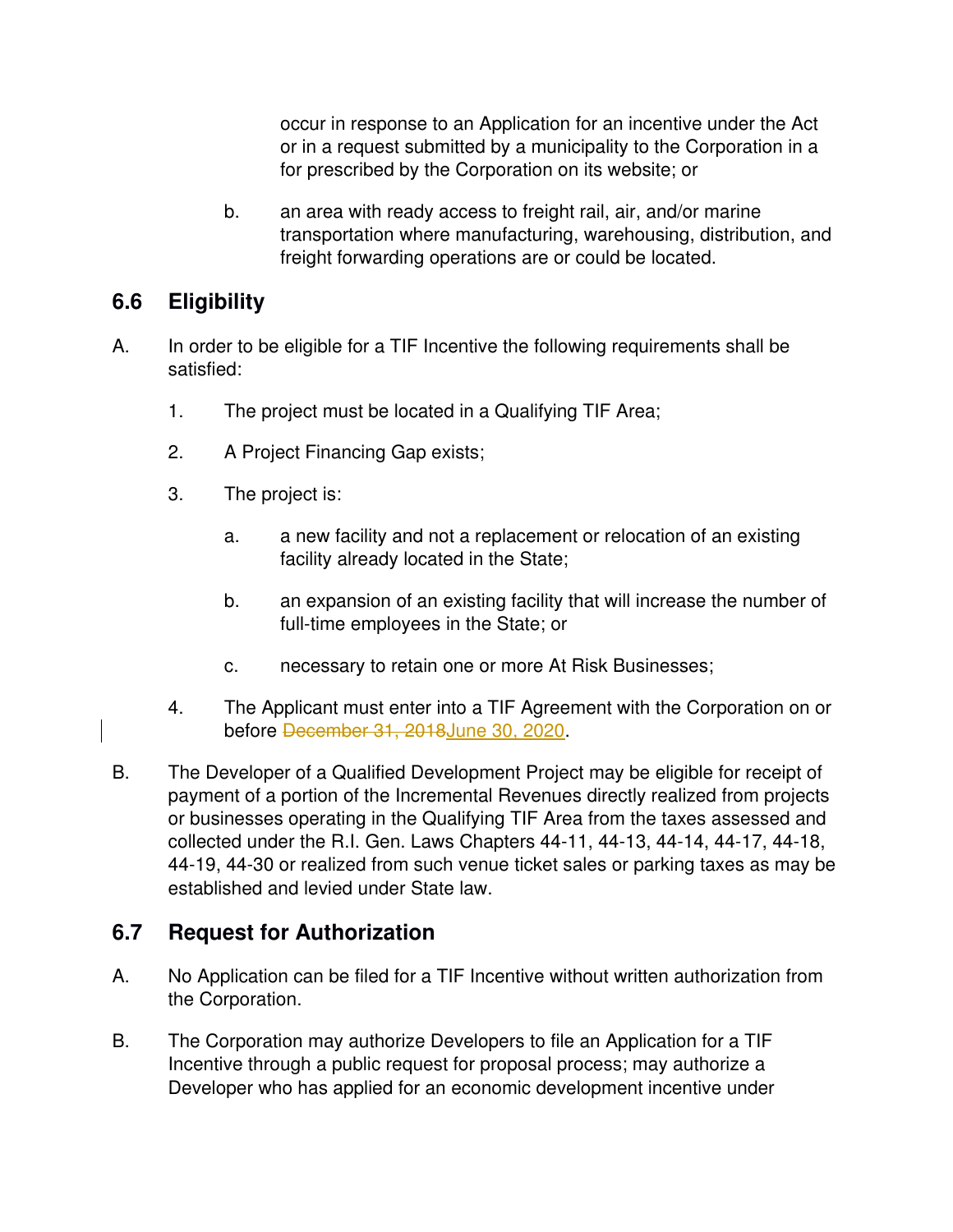occur in response to an Application for an incentive under the Act or in a request submitted by a municipality to the Corporation in a for prescribed by the Corporation on its website; or

b. an area with ready access to freight rail, air, and/or marine transportation where manufacturing, warehousing, distribution, and freight forwarding operations are or could be located.

## 6.6 Eligibility

A. In order to be eligible for a TIF Incentive the following requirements shall be satisfied:

1. The project must be located in a Qualifying TIF Area;

2. A Project Financing Gap exists;

3. The project is:

   a. a new facility and not a replacement or relocation of an existing facility already located in the State;

   b. an expansion of an existing facility that will increase the number of full-time employees in the State; or

   c. necessary to retain one or more At Risk Businesses;

4. The Applicant must enter into a TIF Agreement with the Corporation on or before ~~December 31, 2018~~June 30, 2020.

B. The Developer of a Qualified Development Project may be eligible for receipt of payment of a portion of the Incremental Revenues directly realized from projects or businesses operating in the Qualifying TIF Area from the taxes assessed and collected under the R.I. Gen. Laws Chapters 44-11, 44-13, 44-14, 44-17, 44-18, 44-19, 44-30 or realized from such venue ticket sales or parking taxes as may be established and levied under State law.

## 6.7 Request for Authorization

A. No Application can be filed for a TIF Incentive without written authorization from the Corporation.

B. The Corporation may authorize Developers to file an Application for a TIF Incentive through a public request for proposal process; may authorize a Developer who has applied for an economic development incentive under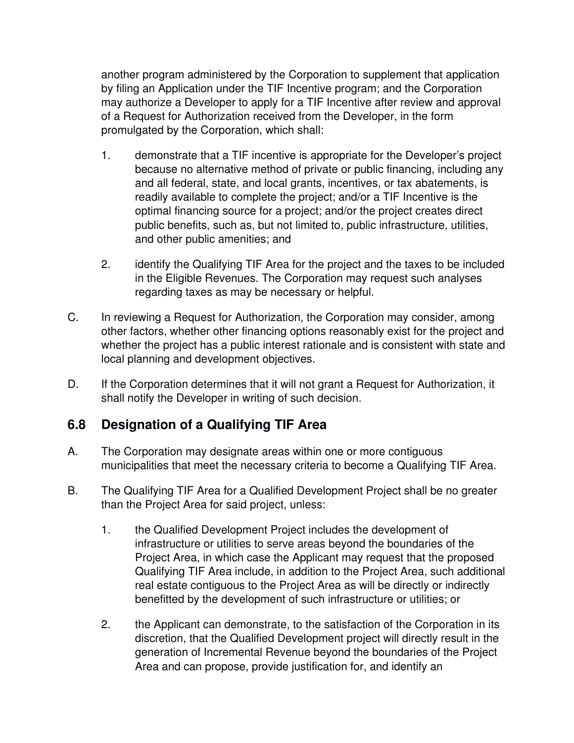another program administered by the Corporation to supplement that application by filing an Application under the TIF Incentive program; and the Corporation may authorize a Developer to apply for a TIF Incentive after review and approval of a Request for Authorization received from the Developer, in the form promulgated by the Corporation, which shall:

1. demonstrate that a TIF incentive is appropriate for the Developer's project because no alternative method of private or public financing, including any and all federal, state, and local grants, incentives, or tax abatements, is readily available to complete the project; and/or a TIF Incentive is the optimal financing source for a project; and/or the project creates direct public benefits, such as, but not limited to, public infrastructure, utilities, and other public amenities; and

2. identify the Qualifying TIF Area for the project and the taxes to be included in the Eligible Revenues. The Corporation may request such analyses regarding taxes as may be necessary or helpful.

C. In reviewing a Request for Authorization, the Corporation may consider, among other factors, whether other financing options reasonably exist for the project and whether the project has a public interest rationale and is consistent with state and local planning and development objectives.

D. If the Corporation determines that it will not grant a Request for Authorization, it shall notify the Developer in writing of such decision.

## 6.8 Designation of a Qualifying TIF Area

A. The Corporation may designate areas within one or more contiguous municipalities that meet the necessary criteria to become a Qualifying TIF Area.

B. The Qualifying TIF Area for a Qualified Development Project shall be no greater than the Project Area for said project, unless:

1. the Qualified Development Project includes the development of infrastructure or utilities to serve areas beyond the boundaries of the Project Area, in which case the Applicant may request that the proposed Qualifying TIF Area include, in addition to the Project Area, such additional real estate contiguous to the Project Area as will be directly or indirectly benefitted by the development of such infrastructure or utilities; or

2. the Applicant can demonstrate, to the satisfaction of the Corporation in its discretion, that the Qualified Development project will directly result in the generation of Incremental Revenue beyond the boundaries of the Project Area and can propose, provide justification for, and identify an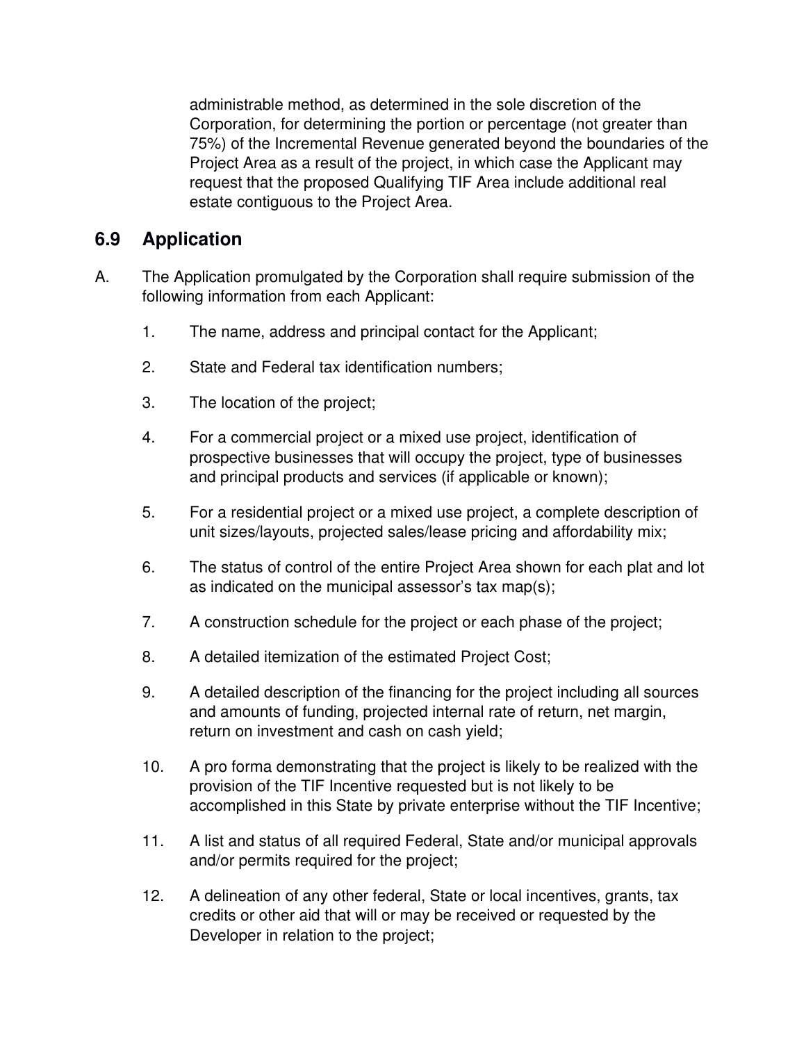administrable method, as determined in the sole discretion of the Corporation, for determining the portion or percentage (not greater than 75%) of the Incremental Revenue generated beyond the boundaries of the Project Area as a result of the project, in which case the Applicant may request that the proposed Qualifying TIF Area include additional real estate contiguous to the Project Area.

## 6.9 Application

A. The Application promulgated by the Corporation shall require submission of the following information from each Applicant:

1. The name, address and principal contact for the Applicant;
2. State and Federal tax identification numbers;
3. The location of the project;
4. For a commercial project or a mixed use project, identification of prospective businesses that will occupy the project, type of businesses and principal products and services (if applicable or known);
5. For a residential project or a mixed use project, a complete description of unit sizes/layouts, projected sales/lease pricing and affordability mix;
6. The status of control of the entire Project Area shown for each plat and lot as indicated on the municipal assessor's tax map(s);
7. A construction schedule for the project or each phase of the project;
8. A detailed itemization of the estimated Project Cost;
9. A detailed description of the financing for the project including all sources and amounts of funding, projected internal rate of return, net margin, return on investment and cash on cash yield;
10. A pro forma demonstrating that the project is likely to be realized with the provision of the TIF Incentive requested but is not likely to be accomplished in this State by private enterprise without the TIF Incentive;
11. A list and status of all required Federal, State and/or municipal approvals and/or permits required for the project;
12. A delineation of any other federal, State or local incentives, grants, tax credits or other aid that will or may be received or requested by the Developer in relation to the project;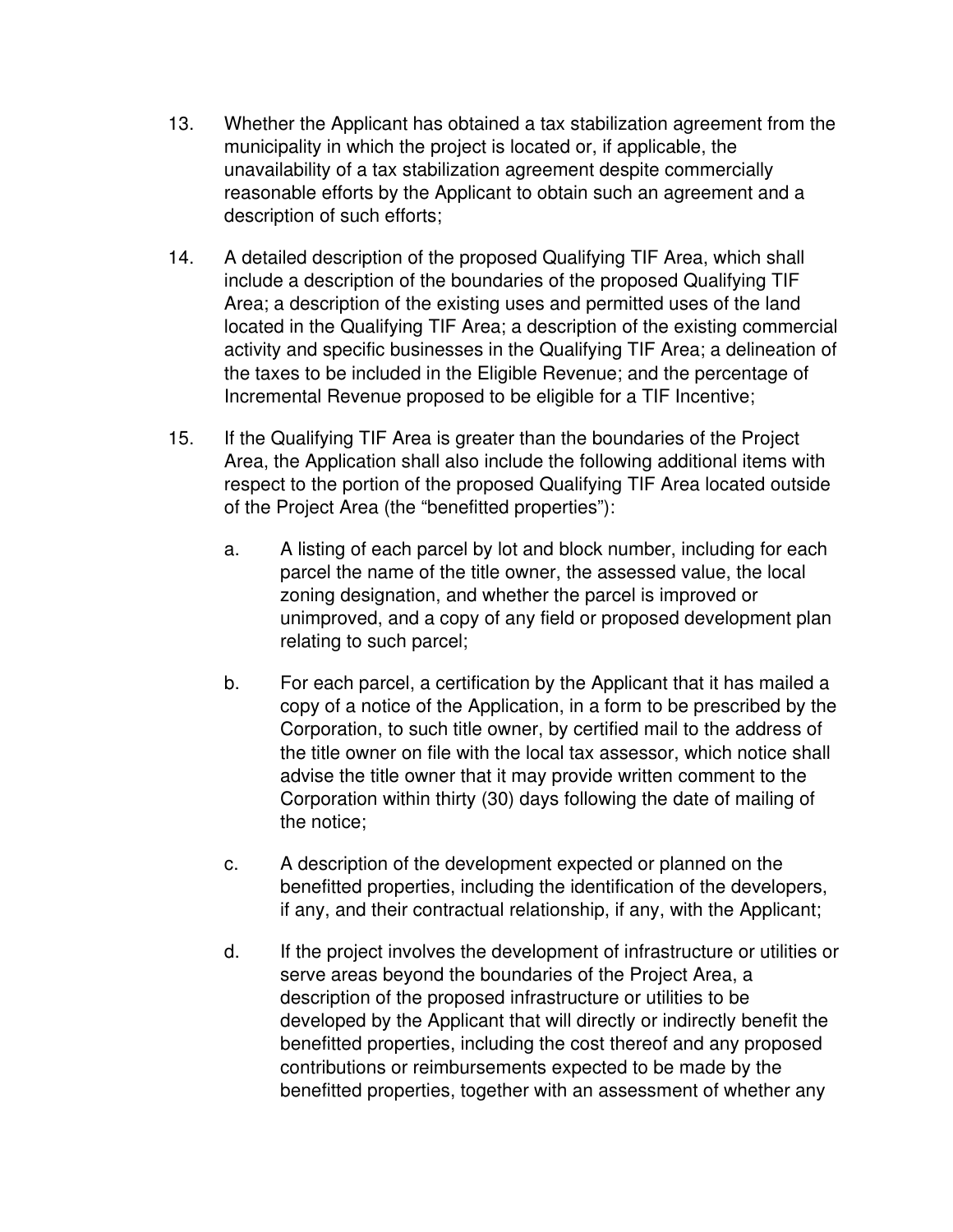13. Whether the Applicant has obtained a tax stabilization agreement from the municipality in which the project is located or, if applicable, the unavailability of a tax stabilization agreement despite commercially reasonable efforts by the Applicant to obtain such an agreement and a description of such efforts;

14. A detailed description of the proposed Qualifying TIF Area, which shall include a description of the boundaries of the proposed Qualifying TIF Area; a description of the existing uses and permitted uses of the land located in the Qualifying TIF Area; a description of the existing commercial activity and specific businesses in the Qualifying TIF Area; a delineation of the taxes to be included in the Eligible Revenue; and the percentage of Incremental Revenue proposed to be eligible for a TIF Incentive;

15. If the Qualifying TIF Area is greater than the boundaries of the Project Area, the Application shall also include the following additional items with respect to the portion of the proposed Qualifying TIF Area located outside of the Project Area (the "benefitted properties"):

    a. A listing of each parcel by lot and block number, including for each parcel the name of the title owner, the assessed value, the local zoning designation, and whether the parcel is improved or unimproved, and a copy of any field or proposed development plan relating to such parcel;

    b. For each parcel, a certification by the Applicant that it has mailed a copy of a notice of the Application, in a form to be prescribed by the Corporation, to such title owner, by certified mail to the address of the title owner on file with the local tax assessor, which notice shall advise the title owner that it may provide written comment to the Corporation within thirty (30) days following the date of mailing of the notice;

    c. A description of the development expected or planned on the benefitted properties, including the identification of the developers, if any, and their contractual relationship, if any, with the Applicant;

    d. If the project involves the development of infrastructure or utilities or serve areas beyond the boundaries of the Project Area, a description of the proposed infrastructure or utilities to be developed by the Applicant that will directly or indirectly benefit the benefitted properties, including the cost thereof and any proposed contributions or reimbursements expected to be made by the benefitted properties, together with an assessment of whether any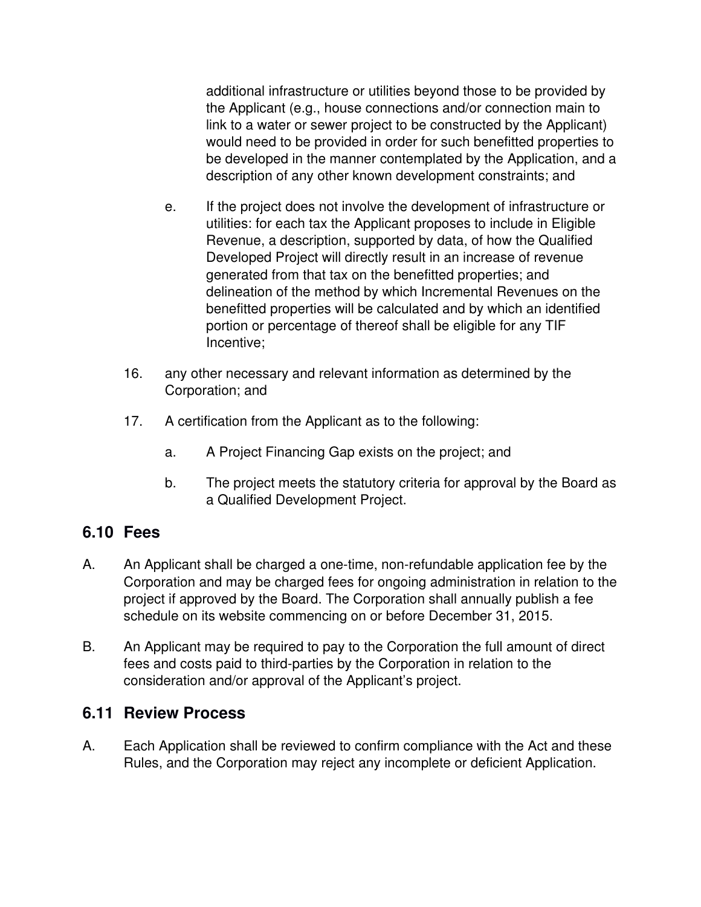additional infrastructure or utilities beyond those to be provided by the Applicant (e.g., house connections and/or connection main to link to a water or sewer project to be constructed by the Applicant) would need to be provided in order for such benefitted properties to be developed in the manner contemplated by the Application, and a description of any other known development constraints; and

e. If the project does not involve the development of infrastructure or utilities: for each tax the Applicant proposes to include in Eligible Revenue, a description, supported by data, of how the Qualified Developed Project will directly result in an increase of revenue generated from that tax on the benefitted properties; and delineation of the method by which Incremental Revenues on the benefitted properties will be calculated and by which an identified portion or percentage of thereof shall be eligible for any TIF Incentive;

16. any other necessary and relevant information as determined by the Corporation; and

17. A certification from the Applicant as to the following:

    a. A Project Financing Gap exists on the project; and

    b. The project meets the statutory criteria for approval by the Board as a Qualified Development Project.

## 6.10 Fees

A. An Applicant shall be charged a one-time, non-refundable application fee by the Corporation and may be charged fees for ongoing administration in relation to the project if approved by the Board. The Corporation shall annually publish a fee schedule on its website commencing on or before December 31, 2015.

B. An Applicant may be required to pay to the Corporation the full amount of direct fees and costs paid to third-parties by the Corporation in relation to the consideration and/or approval of the Applicant's project.

## 6.11 Review Process

A. Each Application shall be reviewed to confirm compliance with the Act and these Rules, and the Corporation may reject any incomplete or deficient Application.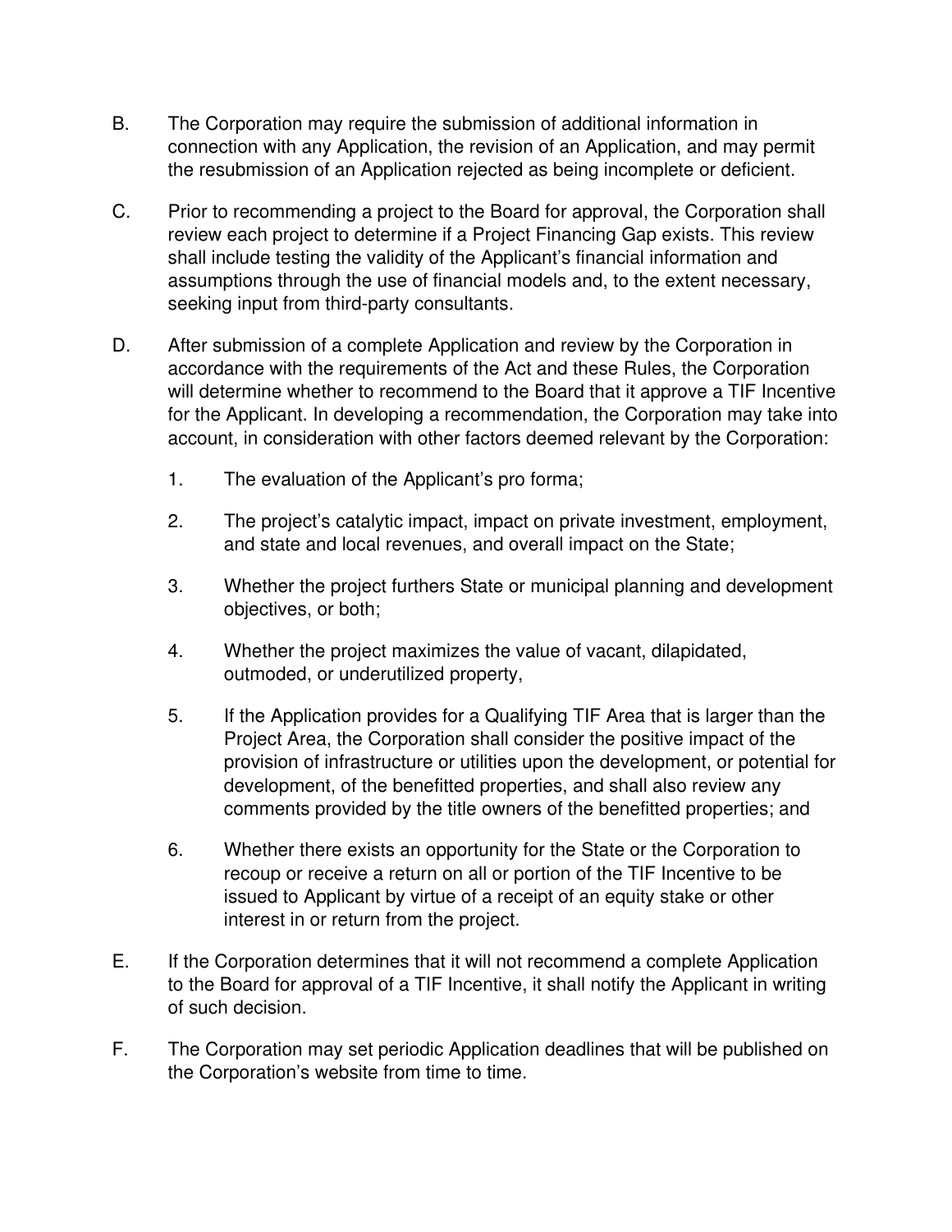B. The Corporation may require the submission of additional information in connection with any Application, the revision of an Application, and may permit the resubmission of an Application rejected as being incomplete or deficient.

C. Prior to recommending a project to the Board for approval, the Corporation shall review each project to determine if a Project Financing Gap exists. This review shall include testing the validity of the Applicant's financial information and assumptions through the use of financial models and, to the extent necessary, seeking input from third-party consultants.

D. After submission of a complete Application and review by the Corporation in accordance with the requirements of the Act and these Rules, the Corporation will determine whether to recommend to the Board that it approve a TIF Incentive for the Applicant. In developing a recommendation, the Corporation may take into account, in consideration with other factors deemed relevant by the Corporation:

   1. The evaluation of the Applicant's pro forma;

   2. The project's catalytic impact, impact on private investment, employment, and state and local revenues, and overall impact on the State;

   3. Whether the project furthers State or municipal planning and development objectives, or both;

   4. Whether the project maximizes the value of vacant, dilapidated, outmoded, or underutilized property,

   5. If the Application provides for a Qualifying TIF Area that is larger than the Project Area, the Corporation shall consider the positive impact of the provision of infrastructure or utilities upon the development, or potential for development, of the benefitted properties, and shall also review any comments provided by the title owners of the benefitted properties; and

   6. Whether there exists an opportunity for the State or the Corporation to recoup or receive a return on all or portion of the TIF Incentive to be issued to Applicant by virtue of a receipt of an equity stake or other interest in or return from the project.

E. If the Corporation determines that it will not recommend a complete Application to the Board for approval of a TIF Incentive, it shall notify the Applicant in writing of such decision.

F. The Corporation may set periodic Application deadlines that will be published on the Corporation's website from time to time.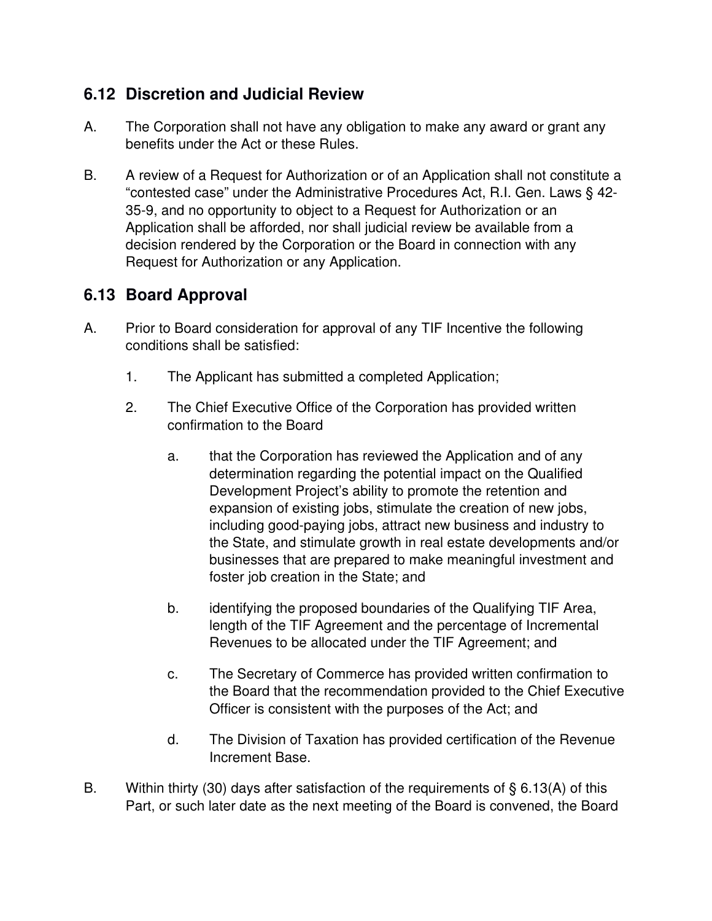## 6.12 Discretion and Judicial Review

A. The Corporation shall not have any obligation to make any award or grant any benefits under the Act or these Rules.

B. A review of a Request for Authorization or of an Application shall not constitute a "contested case" under the Administrative Procedures Act, R.I. Gen. Laws § 42-35-9, and no opportunity to object to a Request for Authorization or an Application shall be afforded, nor shall judicial review be available from a decision rendered by the Corporation or the Board in connection with any Request for Authorization or any Application.

## 6.13 Board Approval

A. Prior to Board consideration for approval of any TIF Incentive the following conditions shall be satisfied:

   1. The Applicant has submitted a completed Application;

   2. The Chief Executive Office of the Corporation has provided written confirmation to the Board

      a. that the Corporation has reviewed the Application and of any determination regarding the potential impact on the Qualified Development Project's ability to promote the retention and expansion of existing jobs, stimulate the creation of new jobs, including good-paying jobs, attract new business and industry to the State, and stimulate growth in real estate developments and/or businesses that are prepared to make meaningful investment and foster job creation in the State; and

      b. identifying the proposed boundaries of the Qualifying TIF Area, length of the TIF Agreement and the percentage of Incremental Revenues to be allocated under the TIF Agreement; and

      c. The Secretary of Commerce has provided written confirmation to the Board that the recommendation provided to the Chief Executive Officer is consistent with the purposes of the Act; and

      d. The Division of Taxation has provided certification of the Revenue Increment Base.

B. Within thirty (30) days after satisfaction of the requirements of § 6.13(A) of this Part, or such later date as the next meeting of the Board is convened, the Board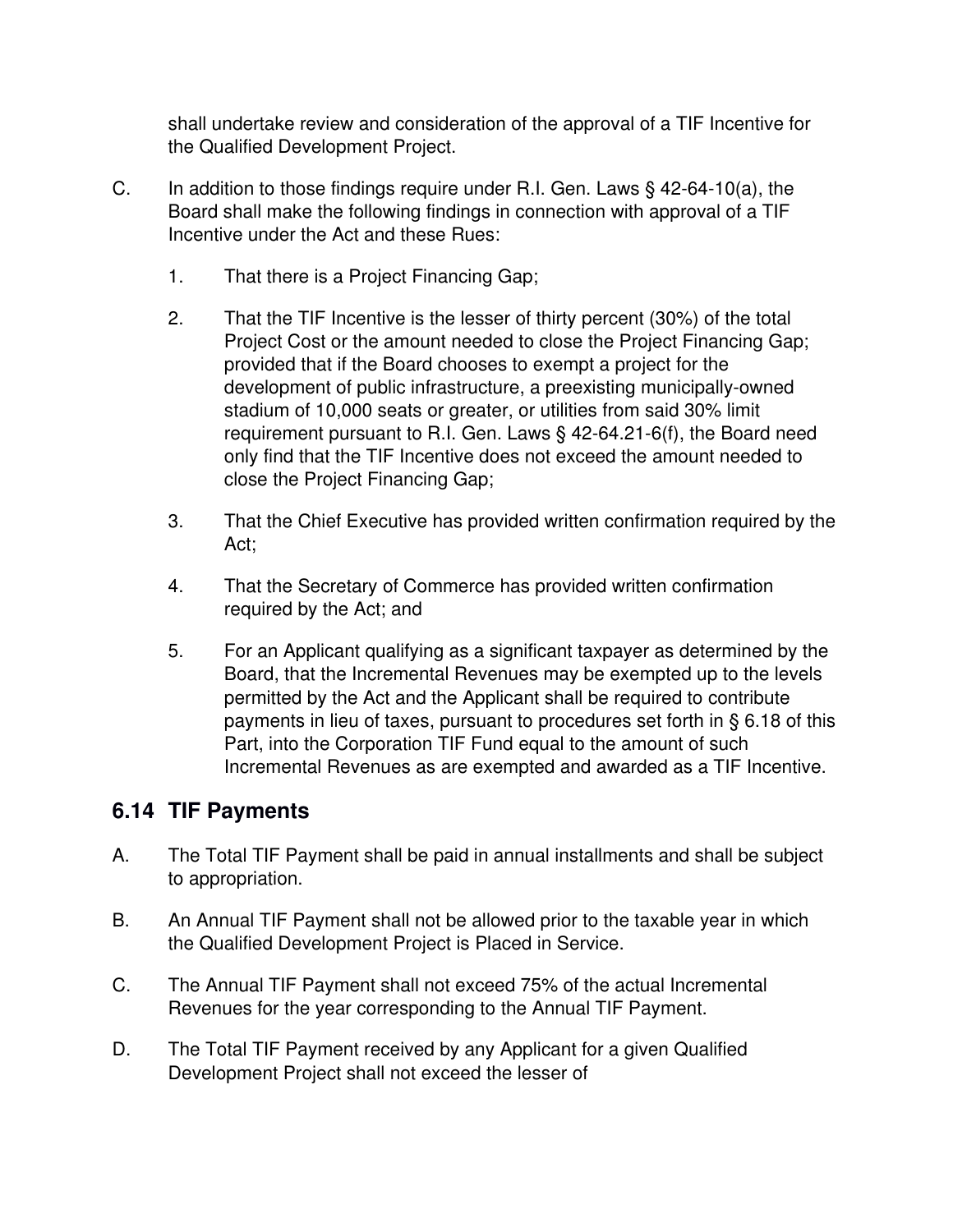shall undertake review and consideration of the approval of a TIF Incentive for the Qualified Development Project.

C. In addition to those findings require under R.I. Gen. Laws § 42-64-10(a), the Board shall make the following findings in connection with approval of a TIF Incentive under the Act and these Rues:

   1. That there is a Project Financing Gap;

   2. That the TIF Incentive is the lesser of thirty percent (30%) of the total Project Cost or the amount needed to close the Project Financing Gap; provided that if the Board chooses to exempt a project for the development of public infrastructure, a preexisting municipally-owned stadium of 10,000 seats or greater, or utilities from said 30% limit requirement pursuant to R.I. Gen. Laws § 42-64.21-6(f), the Board need only find that the TIF Incentive does not exceed the amount needed to close the Project Financing Gap;

   3. That the Chief Executive has provided written confirmation required by the Act;

   4. That the Secretary of Commerce has provided written confirmation required by the Act; and

   5. For an Applicant qualifying as a significant taxpayer as determined by the Board, that the Incremental Revenues may be exempted up to the levels permitted by the Act and the Applicant shall be required to contribute payments in lieu of taxes, pursuant to procedures set forth in § 6.18 of this Part, into the Corporation TIF Fund equal to the amount of such Incremental Revenues as are exempted and awarded as a TIF Incentive.

## 6.14 TIF Payments

A. The Total TIF Payment shall be paid in annual installments and shall be subject to appropriation.

B. An Annual TIF Payment shall not be allowed prior to the taxable year in which the Qualified Development Project is Placed in Service.

C. The Annual TIF Payment shall not exceed 75% of the actual Incremental Revenues for the year corresponding to the Annual TIF Payment.

D. The Total TIF Payment received by any Applicant for a given Qualified Development Project shall not exceed the lesser of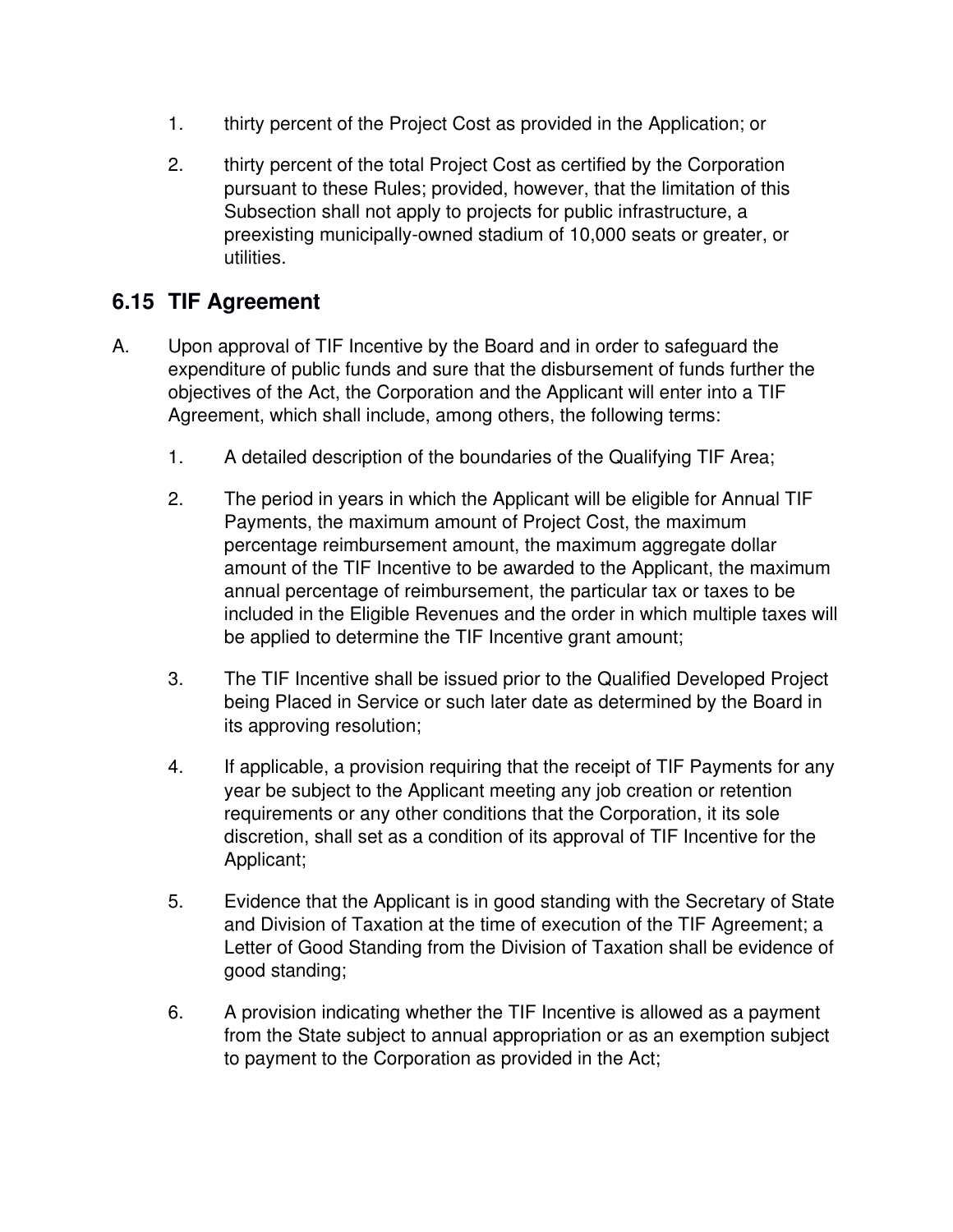1. thirty percent of the Project Cost as provided in the Application; or

2. thirty percent of the total Project Cost as certified by the Corporation pursuant to these Rules; provided, however, that the limitation of this Subsection shall not apply to projects for public infrastructure, a preexisting municipally-owned stadium of 10,000 seats or greater, or utilities.

## 6.15 TIF Agreement

A. Upon approval of TIF Incentive by the Board and in order to safeguard the expenditure of public funds and sure that the disbursement of funds further the objectives of the Act, the Corporation and the Applicant will enter into a TIF Agreement, which shall include, among others, the following terms:

   1. A detailed description of the boundaries of the Qualifying TIF Area;

   2. The period in years in which the Applicant will be eligible for Annual TIF Payments, the maximum amount of Project Cost, the maximum percentage reimbursement amount, the maximum aggregate dollar amount of the TIF Incentive to be awarded to the Applicant, the maximum annual percentage of reimbursement, the particular tax or taxes to be included in the Eligible Revenues and the order in which multiple taxes will be applied to determine the TIF Incentive grant amount;

   3. The TIF Incentive shall be issued prior to the Qualified Developed Project being Placed in Service or such later date as determined by the Board in its approving resolution;

   4. If applicable, a provision requiring that the receipt of TIF Payments for any year be subject to the Applicant meeting any job creation or retention requirements or any other conditions that the Corporation, it its sole discretion, shall set as a condition of its approval of TIF Incentive for the Applicant;

   5. Evidence that the Applicant is in good standing with the Secretary of State and Division of Taxation at the time of execution of the TIF Agreement; a Letter of Good Standing from the Division of Taxation shall be evidence of good standing;

   6. A provision indicating whether the TIF Incentive is allowed as a payment from the State subject to annual appropriation or as an exemption subject to payment to the Corporation as provided in the Act;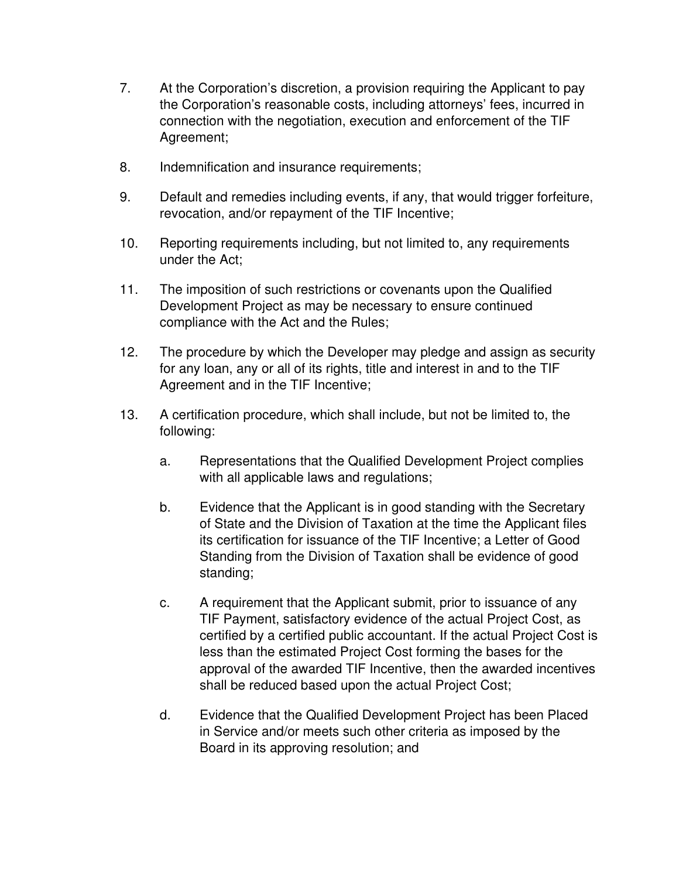7. At the Corporation's discretion, a provision requiring the Applicant to pay the Corporation's reasonable costs, including attorneys' fees, incurred in connection with the negotiation, execution and enforcement of the TIF Agreement;

8. Indemnification and insurance requirements;

9. Default and remedies including events, if any, that would trigger forfeiture, revocation, and/or repayment of the TIF Incentive;

10. Reporting requirements including, but not limited to, any requirements under the Act;

11. The imposition of such restrictions or covenants upon the Qualified Development Project as may be necessary to ensure continued compliance with the Act and the Rules;

12. The procedure by which the Developer may pledge and assign as security for any loan, any or all of its rights, title and interest in and to the TIF Agreement and in the TIF Incentive;

13. A certification procedure, which shall include, but not be limited to, the following:

    a. Representations that the Qualified Development Project complies with all applicable laws and regulations;

    b. Evidence that the Applicant is in good standing with the Secretary of State and the Division of Taxation at the time the Applicant files its certification for issuance of the TIF Incentive; a Letter of Good Standing from the Division of Taxation shall be evidence of good standing;

    c. A requirement that the Applicant submit, prior to issuance of any TIF Payment, satisfactory evidence of the actual Project Cost, as certified by a certified public accountant. If the actual Project Cost is less than the estimated Project Cost forming the bases for the approval of the awarded TIF Incentive, then the awarded incentives shall be reduced based upon the actual Project Cost;

    d. Evidence that the Qualified Development Project has been Placed in Service and/or meets such other criteria as imposed by the Board in its approving resolution; and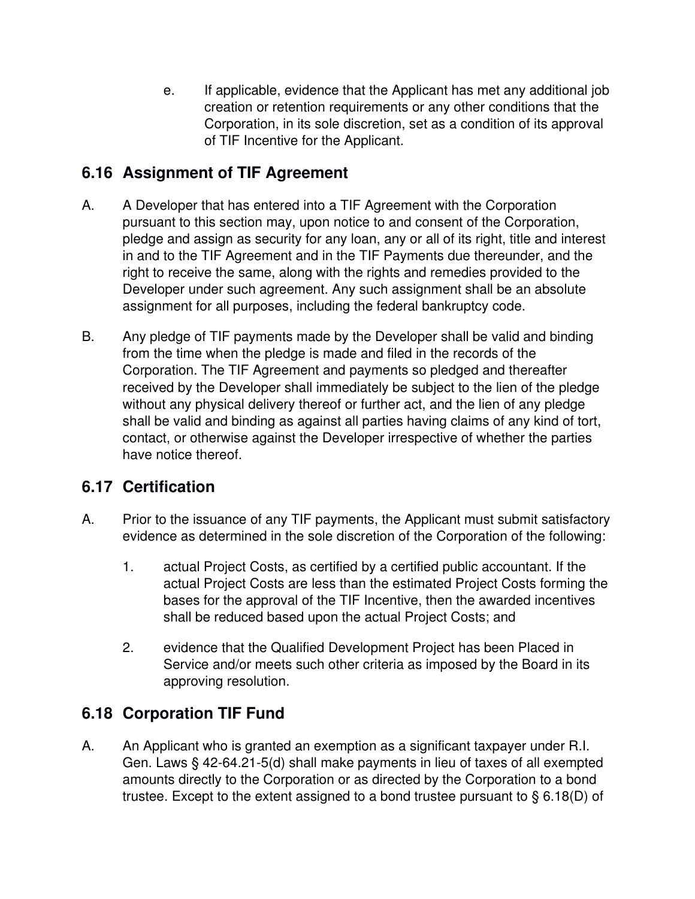e. If applicable, evidence that the Applicant has met any additional job creation or retention requirements or any other conditions that the Corporation, in its sole discretion, set as a condition of its approval of TIF Incentive for the Applicant.

## 6.16 Assignment of TIF Agreement

A. A Developer that has entered into a TIF Agreement with the Corporation pursuant to this section may, upon notice to and consent of the Corporation, pledge and assign as security for any loan, any or all of its right, title and interest in and to the TIF Agreement and in the TIF Payments due thereunder, and the right to receive the same, along with the rights and remedies provided to the Developer under such agreement. Any such assignment shall be an absolute assignment for all purposes, including the federal bankruptcy code.

B. Any pledge of TIF payments made by the Developer shall be valid and binding from the time when the pledge is made and filed in the records of the Corporation. The TIF Agreement and payments so pledged and thereafter received by the Developer shall immediately be subject to the lien of the pledge without any physical delivery thereof or further act, and the lien of any pledge shall be valid and binding as against all parties having claims of any kind of tort, contact, or otherwise against the Developer irrespective of whether the parties have notice thereof.

## 6.17 Certification

A. Prior to the issuance of any TIF payments, the Applicant must submit satisfactory evidence as determined in the sole discretion of the Corporation of the following:

   1. actual Project Costs, as certified by a certified public accountant. If the actual Project Costs are less than the estimated Project Costs forming the bases for the approval of the TIF Incentive, then the awarded incentives shall be reduced based upon the actual Project Costs; and

   2. evidence that the Qualified Development Project has been Placed in Service and/or meets such other criteria as imposed by the Board in its approving resolution.

## 6.18 Corporation TIF Fund

A. An Applicant who is granted an exemption as a significant taxpayer under R.I. Gen. Laws § 42-64.21-5(d) shall make payments in lieu of taxes of all exempted amounts directly to the Corporation or as directed by the Corporation to a bond trustee. Except to the extent assigned to a bond trustee pursuant to § 6.18(D) of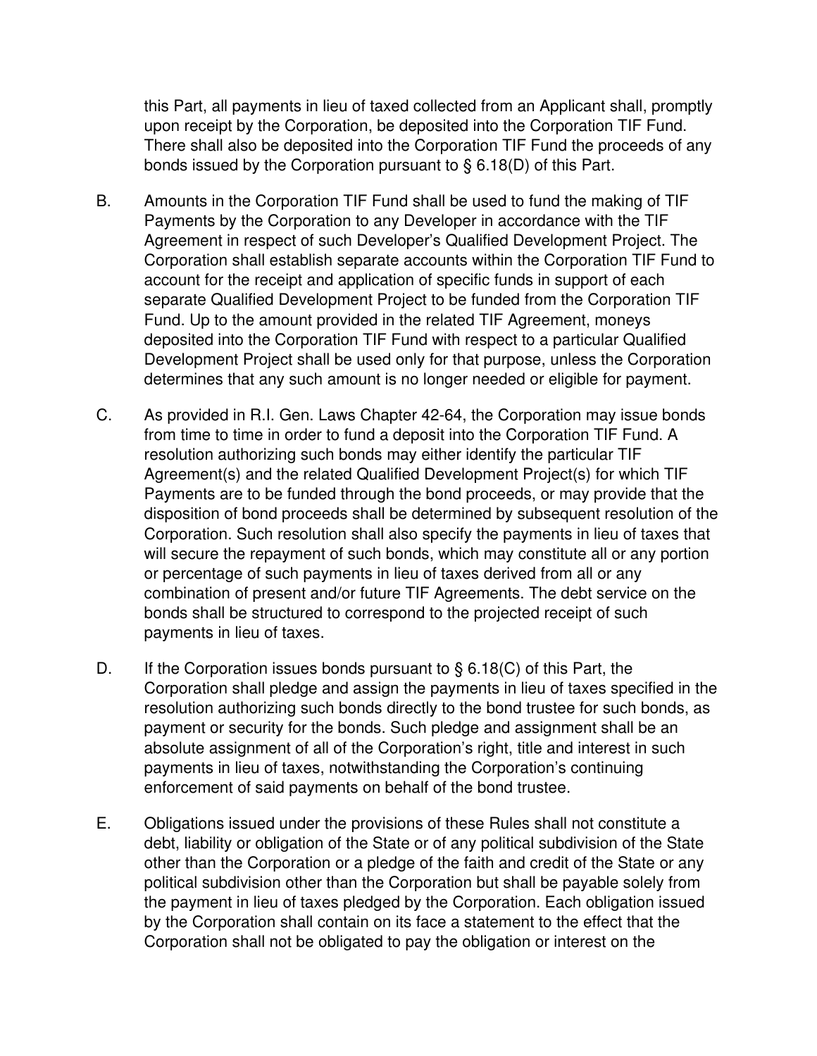this Part, all payments in lieu of taxed collected from an Applicant shall, promptly upon receipt by the Corporation, be deposited into the Corporation TIF Fund. There shall also be deposited into the Corporation TIF Fund the proceeds of any bonds issued by the Corporation pursuant to § 6.18(D) of this Part.

B. Amounts in the Corporation TIF Fund shall be used to fund the making of TIF Payments by the Corporation to any Developer in accordance with the TIF Agreement in respect of such Developer's Qualified Development Project. The Corporation shall establish separate accounts within the Corporation TIF Fund to account for the receipt and application of specific funds in support of each separate Qualified Development Project to be funded from the Corporation TIF Fund. Up to the amount provided in the related TIF Agreement, moneys deposited into the Corporation TIF Fund with respect to a particular Qualified Development Project shall be used only for that purpose, unless the Corporation determines that any such amount is no longer needed or eligible for payment.

C. As provided in R.I. Gen. Laws Chapter 42-64, the Corporation may issue bonds from time to time in order to fund a deposit into the Corporation TIF Fund. A resolution authorizing such bonds may either identify the particular TIF Agreement(s) and the related Qualified Development Project(s) for which TIF Payments are to be funded through the bond proceeds, or may provide that the disposition of bond proceeds shall be determined by subsequent resolution of the Corporation. Such resolution shall also specify the payments in lieu of taxes that will secure the repayment of such bonds, which may constitute all or any portion or percentage of such payments in lieu of taxes derived from all or any combination of present and/or future TIF Agreements. The debt service on the bonds shall be structured to correspond to the projected receipt of such payments in lieu of taxes.

D. If the Corporation issues bonds pursuant to § 6.18(C) of this Part, the Corporation shall pledge and assign the payments in lieu of taxes specified in the resolution authorizing such bonds directly to the bond trustee for such bonds, as payment or security for the bonds. Such pledge and assignment shall be an absolute assignment of all of the Corporation's right, title and interest in such payments in lieu of taxes, notwithstanding the Corporation's continuing enforcement of said payments on behalf of the bond trustee.

E. Obligations issued under the provisions of these Rules shall not constitute a debt, liability or obligation of the State or of any political subdivision of the State other than the Corporation or a pledge of the faith and credit of the State or any political subdivision other than the Corporation but shall be payable solely from the payment in lieu of taxes pledged by the Corporation. Each obligation issued by the Corporation shall contain on its face a statement to the effect that the Corporation shall not be obligated to pay the obligation or interest on the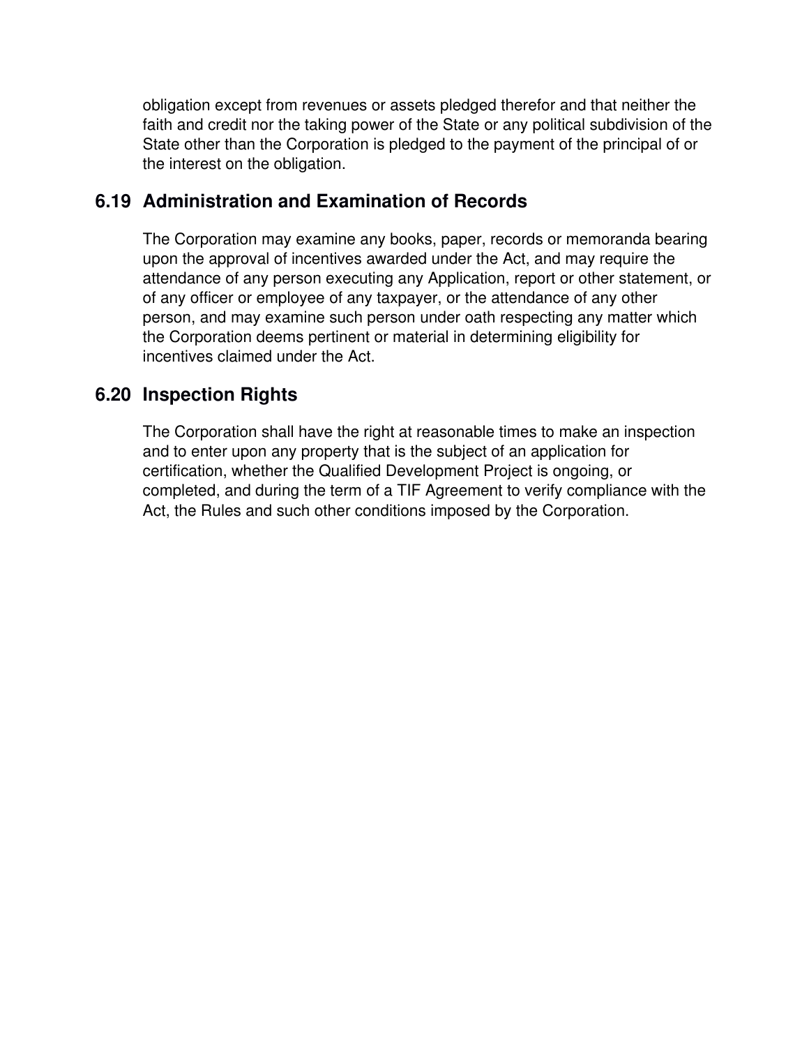obligation except from revenues or assets pledged therefor and that neither the faith and credit nor the taking power of the State or any political subdivision of the State other than the Corporation is pledged to the payment of the principal of or the interest on the obligation.

## 6.19 Administration and Examination of Records

The Corporation may examine any books, paper, records or memoranda bearing upon the approval of incentives awarded under the Act, and may require the attendance of any person executing any Application, report or other statement, or of any officer or employee of any taxpayer, or the attendance of any other person, and may examine such person under oath respecting any matter which the Corporation deems pertinent or material in determining eligibility for incentives claimed under the Act.

## 6.20 Inspection Rights

The Corporation shall have the right at reasonable times to make an inspection and to enter upon any property that is the subject of an application for certification, whether the Qualified Development Project is ongoing, or completed, and during the term of a TIF Agreement to verify compliance with the Act, the Rules and such other conditions imposed by the Corporation.